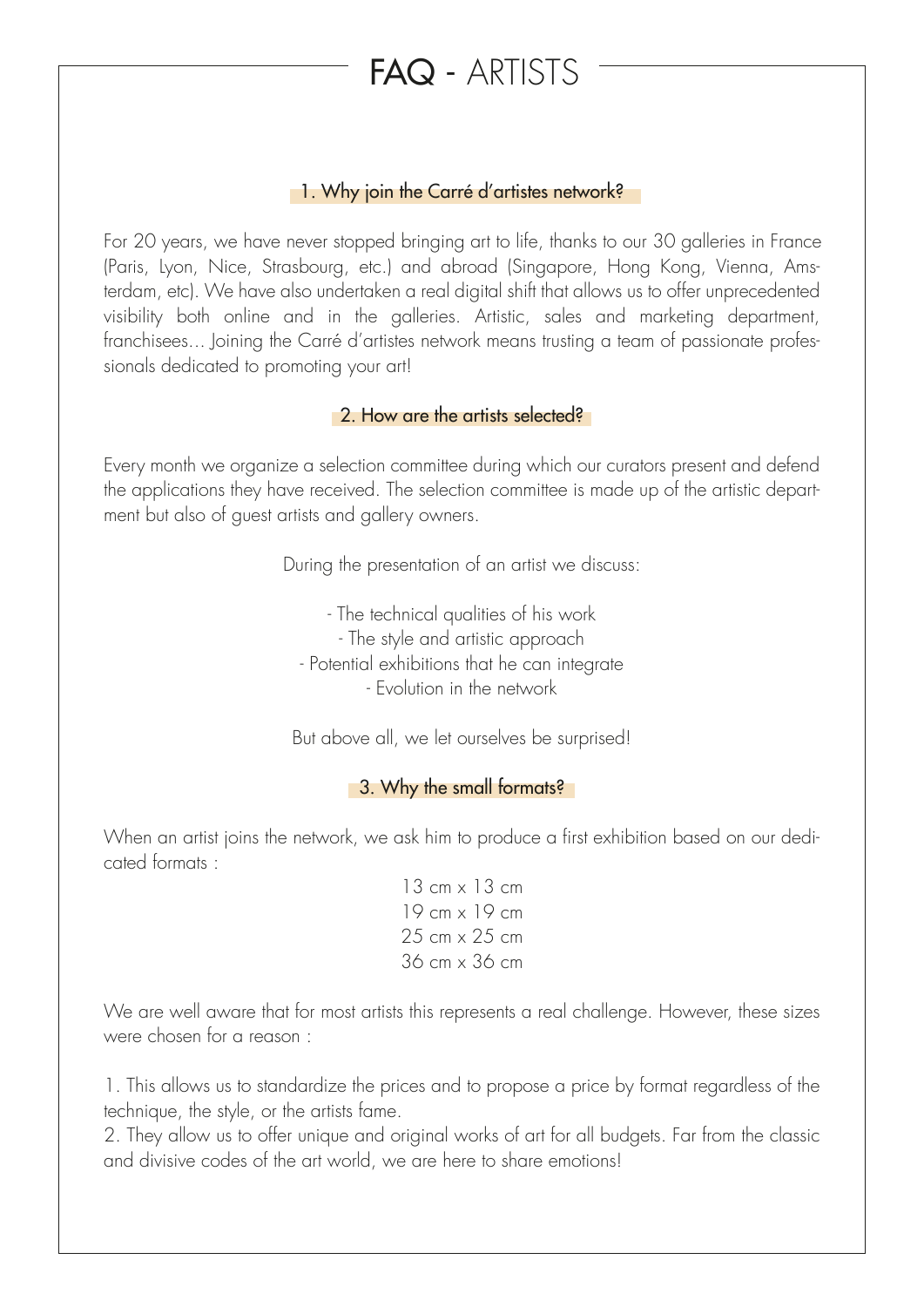# FAQ - ARTISTS

## 1. Why join the Carré d'artistes network?

For 20 years, we have never stopped bringing art to life, thanks to our 30 galleries in France (Paris, Lyon, Nice, Strasbourg, etc.) and abroad (Singapore, Hong Kong, Vienna, Amsterdam, etc). We have also undertaken a real digital shift that allows us to offer unprecedented visibility both online and in the galleries. Artistic, sales and marketing department, franchisees... Joining the Carré d'artistes network means trusting a team of passionate professionals dedicated to promoting your art!

## 2. How are the artists selected?

Every month we organize a selection committee during which our curators present and defend the applications they have received. The selection committee is made up of the artistic department but also of guest artists and gallery owners.

During the presentation of an artist we discuss:

- The technical qualities of his work
- The style and artistic approach
- Potential exhibitions that he can integrate
- Evolution in the network

But above all, we let ourselves be surprised!

## 3. Why the small formats?

When an artist joins the network, we ask him to produce a first exhibition based on our dedicated formats :

13 cm x 13 cm
19 cm x 19 cm
25 cm x 25 cm
36 cm x 36 cm

We are well aware that for most artists this represents a real challenge. However, these sizes were chosen for a reason :

1. This allows us to standardize the prices and to propose a price by format regardless of the technique, the style, or the artists fame.
2. They allow us to offer unique and original works of art for all budgets. Far from the classic and divisive codes of the art world, we are here to share emotions!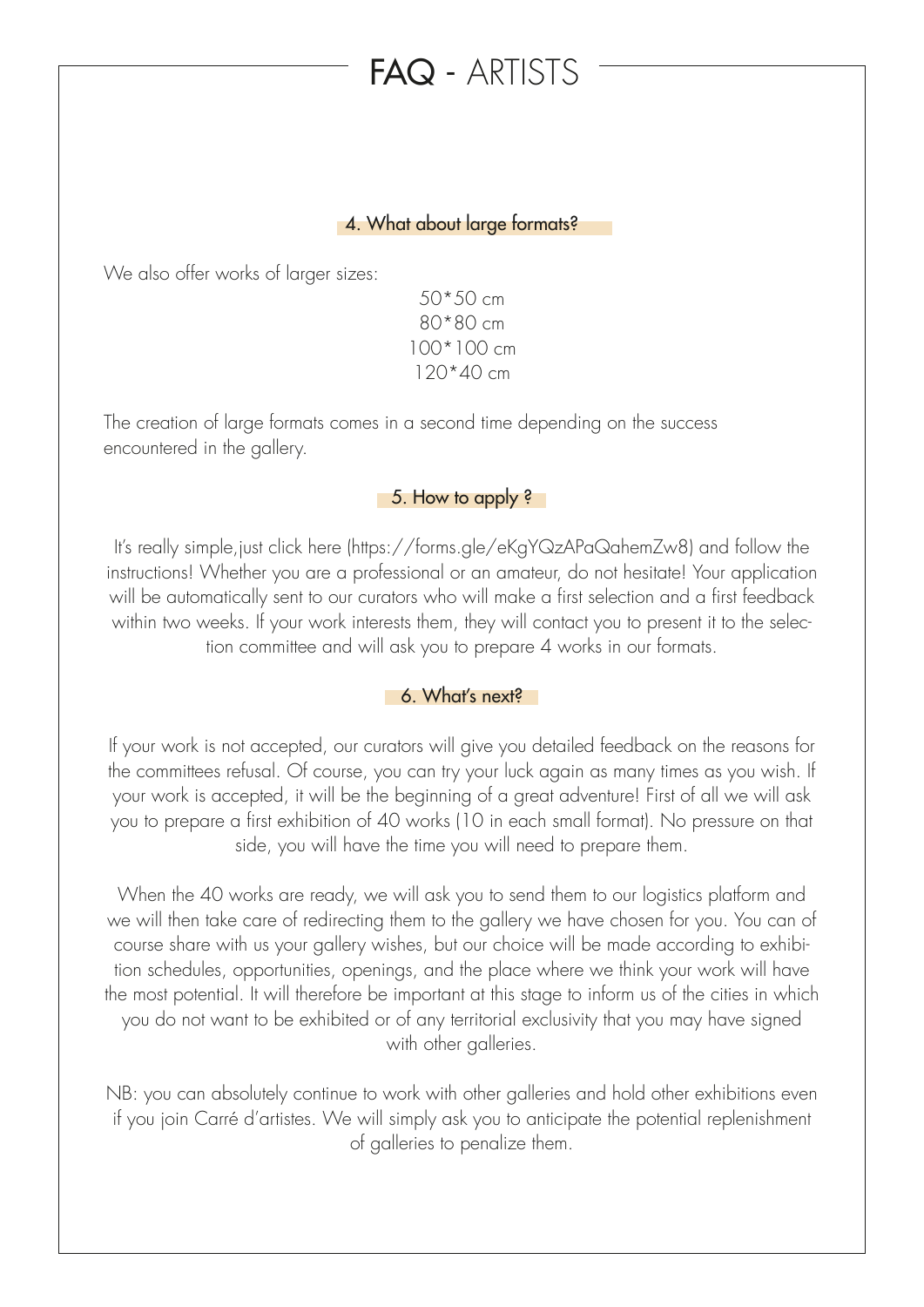# FAQ - ARTISTS

### 4. What about large formats?

We also offer works of larger sizes:

50*50 cm
80*80 cm
100*100 cm
120*40 cm

The creation of large formats comes in a second time depending on the success encountered in the gallery.

### 5. How to apply ?

It's really simple,just click here (https://forms.gle/eKgYQzAPaQahemZw8) and follow the instructions! Whether you are a professional or an amateur, do not hesitate! Your application will be automatically sent to our curators who will make a first selection and a first feedback within two weeks. If your work interests them, they will contact you to present it to the selection committee and will ask you to prepare 4 works in our formats.

### 6. What's next?

If your work is not accepted, our curators will give you detailed feedback on the reasons for the committees refusal. Of course, you can try your luck again as many times as you wish. If your work is accepted, it will be the beginning of a great adventure! First of all we will ask you to prepare a first exhibition of 40 works (10 in each small format). No pressure on that side, you will have the time you will need to prepare them.

When the 40 works are ready, we will ask you to send them to our logistics platform and we will then take care of redirecting them to the gallery we have chosen for you. You can of course share with us your gallery wishes, but our choice will be made according to exhibition schedules, opportunities, openings, and the place where we think your work will have the most potential. It will therefore be important at this stage to inform us of the cities in which you do not want to be exhibited or of any territorial exclusivity that you may have signed with other galleries.

NB: you can absolutely continue to work with other galleries and hold other exhibitions even if you join Carré d'artistes. We will simply ask you to anticipate the potential replenishment of galleries to penalize them.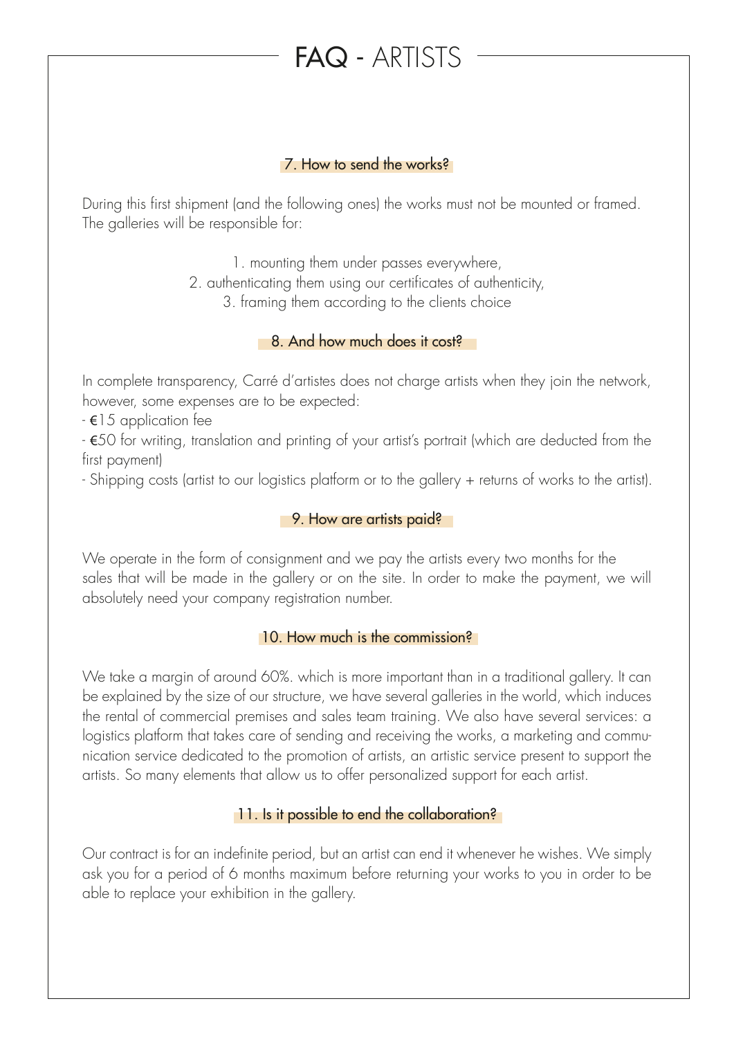# FAQ - ARTISTS

## 7. How to send the works?

During this first shipment (and the following ones) the works must not be mounted or framed. The galleries will be responsible for:

1. mounting them under passes everywhere,
2. authenticating them using our certificates of authenticity,
3. framing them according to the clients choice

## 8. And how much does it cost?

In complete transparency, Carré d'artistes does not charge artists when they join the network, however, some expenses are to be expected:

- €15 application fee
- €50 for writing, translation and printing of your artist's portrait (which are deducted from the first payment)
- Shipping costs (artist to our logistics platform or to the gallery + returns of works to the artist).

## 9. How are artists paid?

We operate in the form of consignment and we pay the artists every two months for the sales that will be made in the gallery or on the site. In order to make the payment, we will absolutely need your company registration number.

## 10. How much is the commission?

We take a margin of around 60%. which is more important than in a traditional gallery. It can be explained by the size of our structure, we have several galleries in the world, which induces the rental of commercial premises and sales team training. We also have several services: a logistics platform that takes care of sending and receiving the works, a marketing and communication service dedicated to the promotion of artists, an artistic service present to support the artists. So many elements that allow us to offer personalized support for each artist.

## 11. Is it possible to end the collaboration?

Our contract is for an indefinite period, but an artist can end it whenever he wishes. We simply ask you for a period of 6 months maximum before returning your works to you in order to be able to replace your exhibition in the gallery.